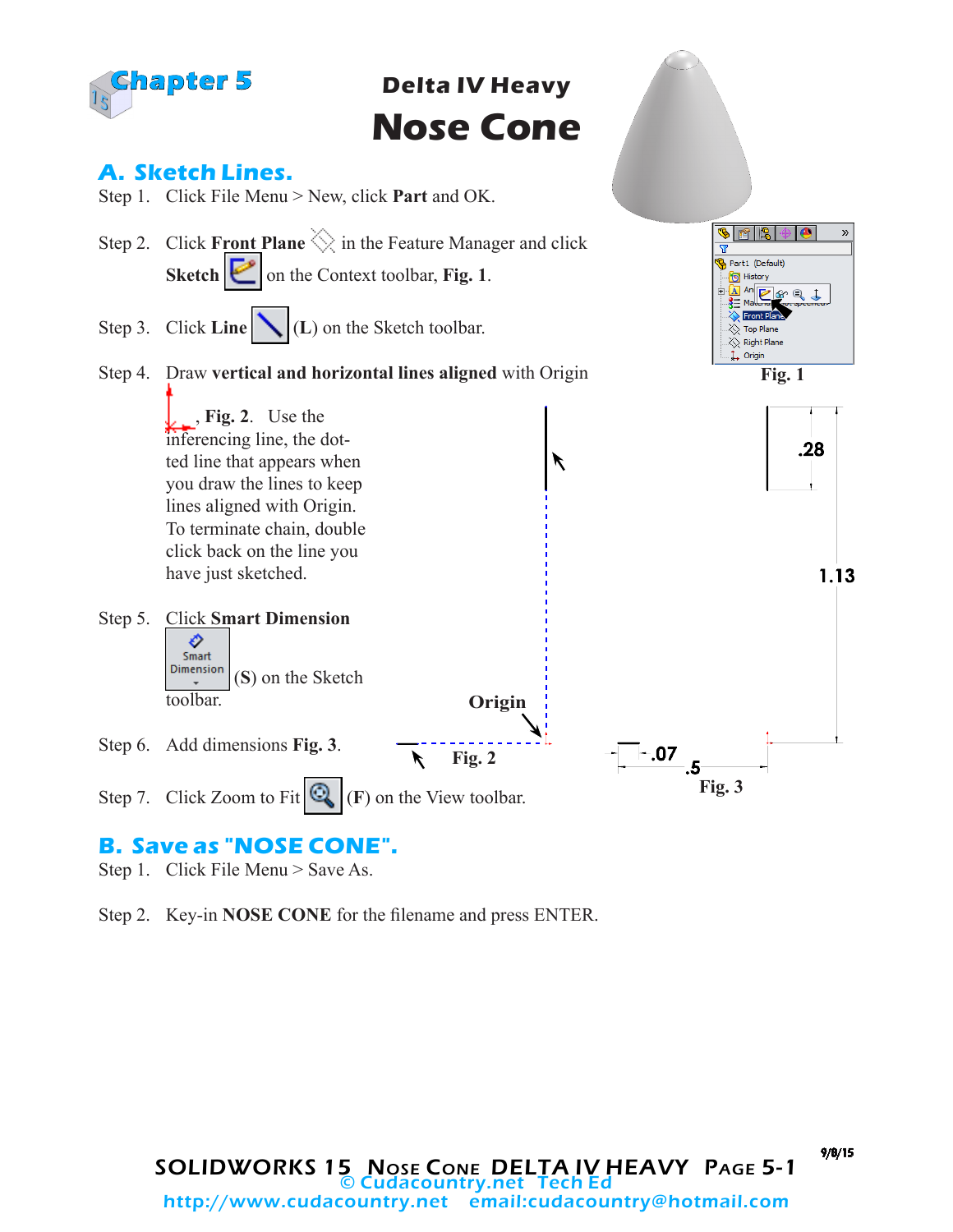Chapter 5

# Delta IV Heavy
# Nose Cone

## A. Sketch Lines.

Step 1. Click File Menu > New, click **Part** and OK.

Step 2. Click **Front Plane** in the Feature Manager and click **Sketch** on the Context toolbar, **Fig. 1**.

Step 3. Click **Line** (**L**) on the Sketch toolbar.

Step 4. Draw **vertical and horizontal lines aligned** with Origin, **Fig. 2**. Use the inferencing line, the dotted line that appears when you draw the lines to keep lines aligned with Origin. To terminate chain, double click back on the line you have just sketched.

Step 5. Click **Smart Dimension** (**S**) on the Sketch toolbar.

Step 6. Add dimensions **Fig. 3**.

Step 7. Click Zoom to Fit (**F**) on the View toolbar.

**Fig. 1**

Origin

**Fig. 2**

.28

1.13

.07

.5

**Fig. 3**

## B. Save as "NOSE CONE".

Step 1. Click File Menu > Save As.

Step 2. Key-in **NOSE CONE** for the filename and press ENTER.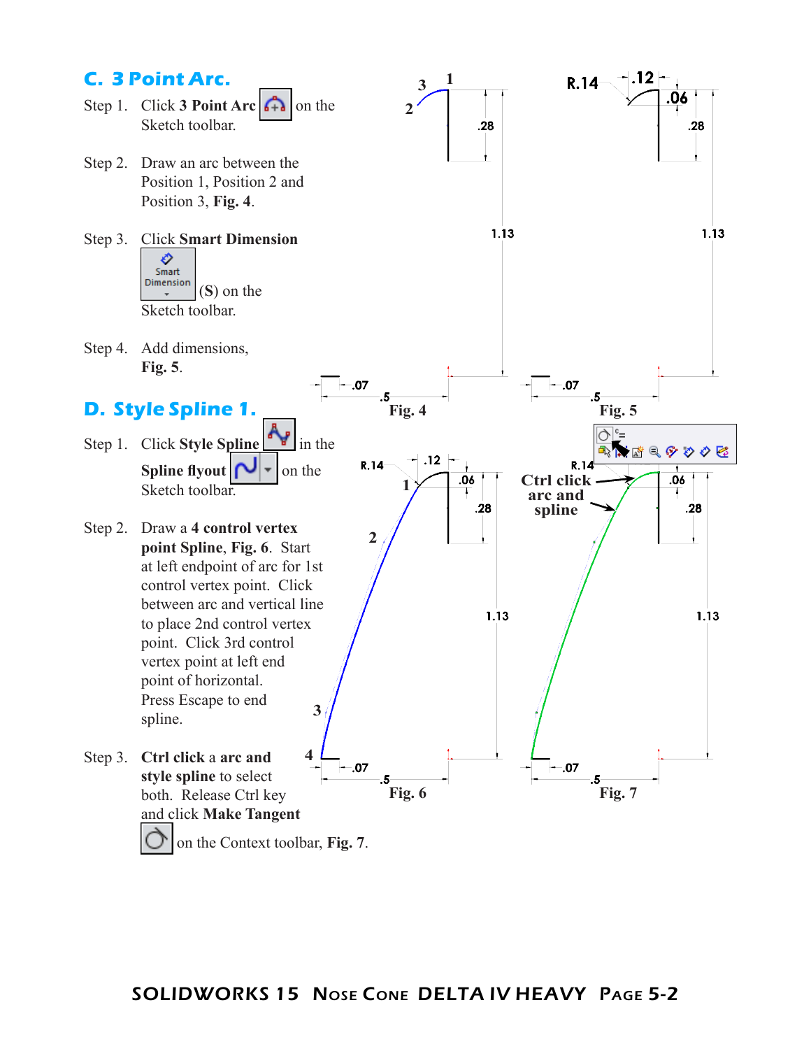## C. 3 Point Arc.

Step 1. Click **3 Point Arc** on the Sketch toolbar.

Step 2. Draw an arc between the Position 1, Position 2 and Position 3, **Fig. 4**.

Step 3. Click **Smart Dimension** (**S**) on the Sketch toolbar.

Step 4. Add dimensions, **Fig. 5**.

Fig. 4

Fig. 5

## D. Style Spline 1.

Step 1. Click **Style Spline** in the **Spline flyout** on the Sketch toolbar.

Step 2. Draw a **4 control vertex point Spline**, **Fig. 6**. Start at left endpoint of arc for 1st control vertex point. Click between arc and vertical line to place 2nd control vertex point. Click 3rd control vertex point at left end point of horizontal. Press Escape to end spline.

Step 3. **Ctrl click** a **arc and style spline** to select both. Release Ctrl key and click **Make Tangent** on the Context toolbar, **Fig. 7**.

Fig. 6

Ctrl click arc and spline

Fig. 7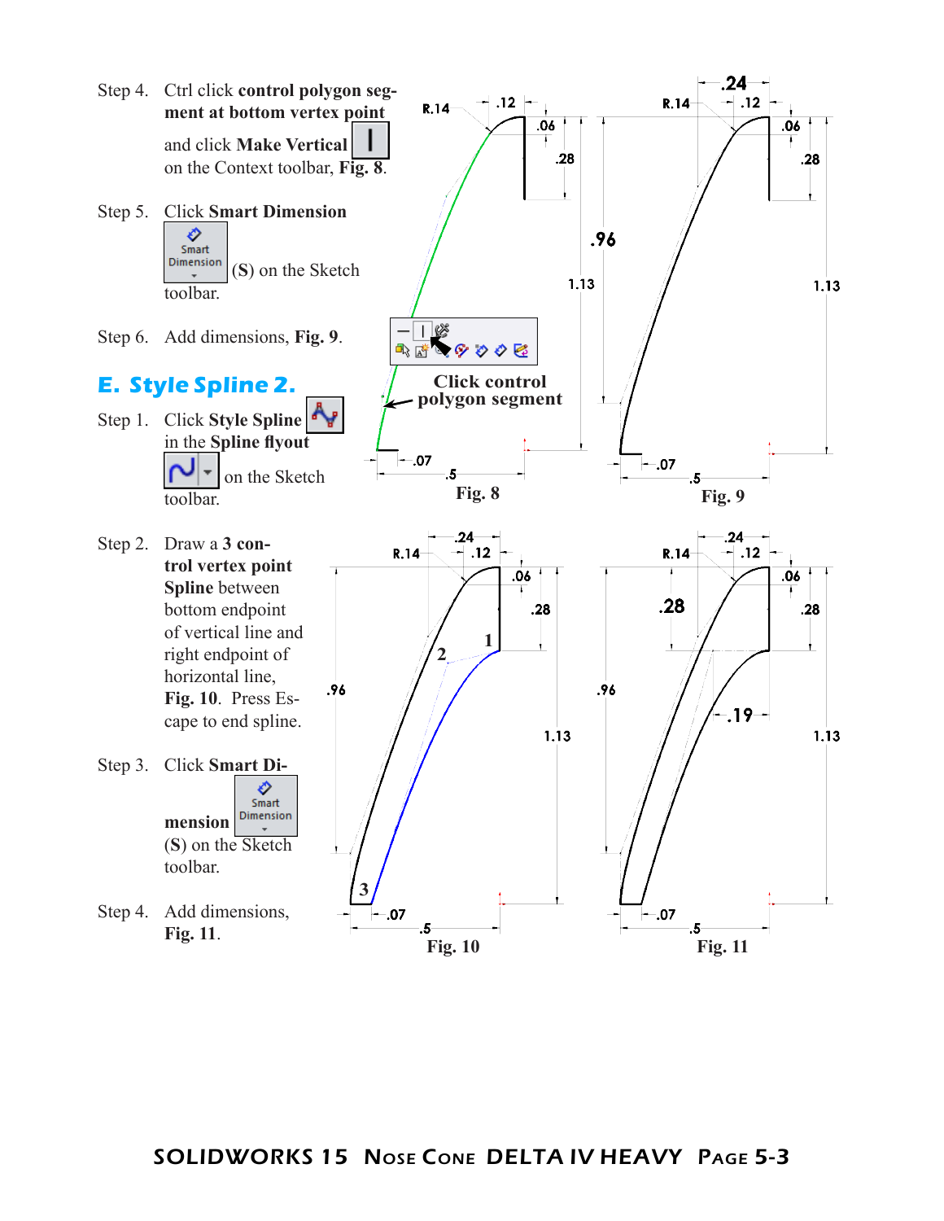Step 4. Ctrl click **control polygon segment at bottom vertex point** and click **Make Vertical** on the Context toolbar, **Fig. 8**.

Step 5. Click **Smart Dimension** (**S**) on the Sketch toolbar.

Step 6. Add dimensions, **Fig. 9**.

Click control polygon segment

Fig. 8

Fig. 9

## E. Style Spline 2.

Step 1. Click **Style Spline** in the **Spline flyout** on the Sketch toolbar.

Step 2. Draw a **3 control vertex point Spline** between bottom endpoint of vertical line and right endpoint of horizontal line, **Fig. 10**. Press Escape to end spline.

Step 3. Click **Smart Dimension** (**S**) on the Sketch toolbar.

Step 4. Add dimensions, **Fig. 11**.

Fig. 10

Fig. 11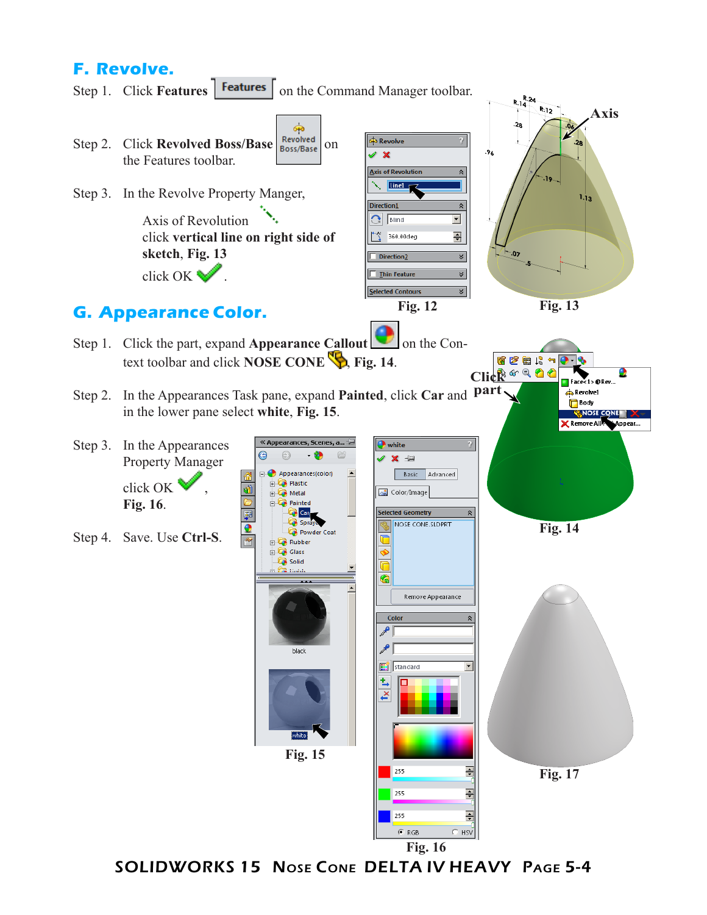## F. Revolve.

Step 1. Click **Features** [Features] on the Command Manager toolbar.

Step 2. Click **Revolved Boss/Base** [Revolved Boss/Base] on the Features toolbar.

Step 3. In the Revolve Property Manger,

Axis of Revolution
click **vertical line on right side of sketch**, **Fig. 13**
click OK.

Fig. 12

Axis

Fig. 13

## G. Appearance Color.

Step 1. Click the part, expand **Appearance Callout** on the Context toolbar and click **NOSE CONE**, **Fig. 14**.

Step 2. In the Appearances Task pane, expand **Painted**, click **Car** and in the lower pane select **white**, **Fig. 15**.

Step 3. In the Appearances Property Manager
click OK,
**Fig. 16**.

Step 4. Save. Use **Ctrl-S**.

Click part

Fig. 14

Fig. 15

Fig. 16

Fig. 17